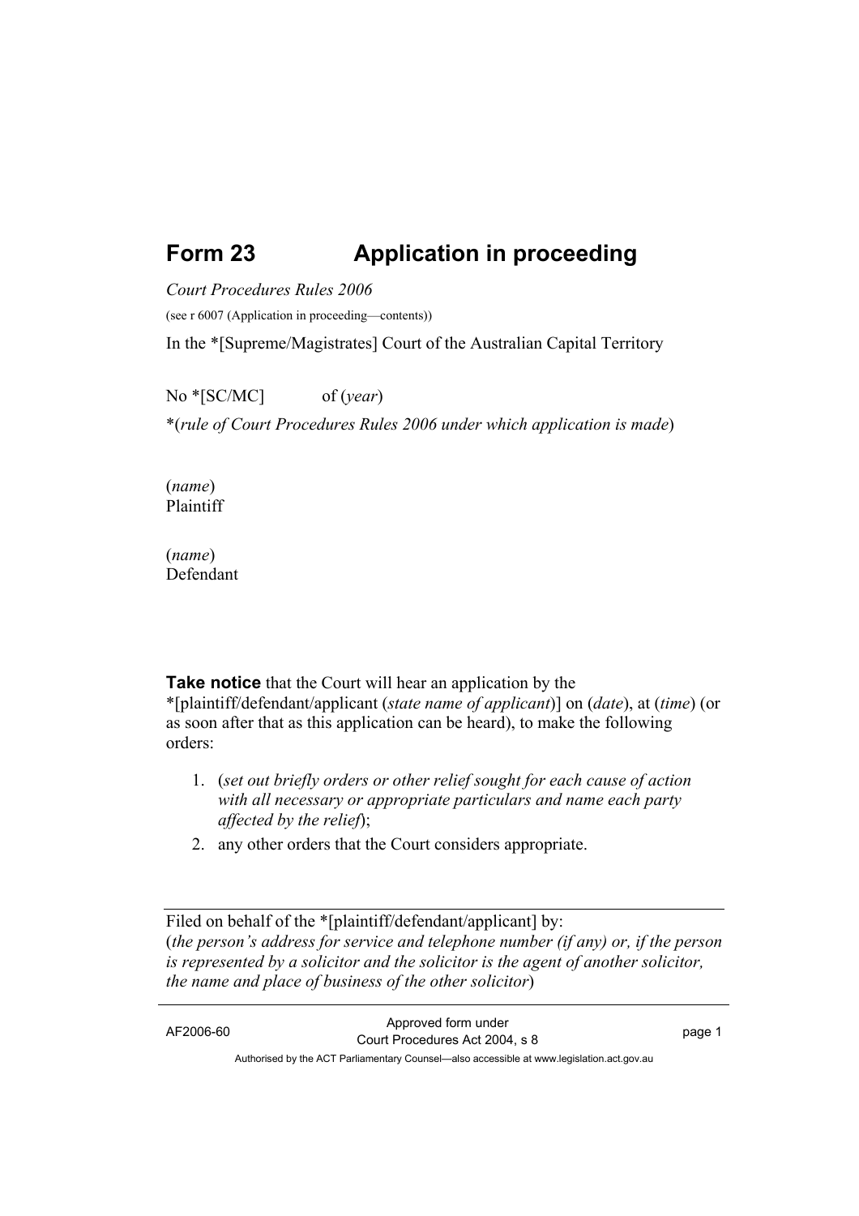# Form 23 Application in proceeding

*Court Procedures Rules 2006*

(see r 6007 (Application in proceeding—contents))

In the *[Supreme/Magistrates] Court of the Australian Capital Territory

No *[SC/MC] of (*year*)

*(*rule of Court Procedures Rules 2006 under which application is made*)

(*name*)
Plaintiff

(*name*)
Defendant

**Take notice** that the Court will hear an application by the *[plaintiff/defendant/applicant (*state name of applicant*)] on (*date*), at (*time*) (or as soon after that as this application can be heard), to make the following orders:

1. (*set out briefly orders or other relief sought for each cause of action with all necessary or appropriate particulars and name each party affected by the relief*);
2. any other orders that the Court considers appropriate.

---

Filed on behalf of the *[plaintiff/defendant/applicant] by:
(*the person's address for service and telephone number (if any) or, if the person is represented by a solicitor and the solicitor is the agent of another solicitor, the name and place of business of the other solicitor*)

---

AF2006-60 Approved form under Court Procedures Act 2004, s 8

Authorised by the ACT Parliamentary Counsel—also accessible at www.legislation.act.gov.au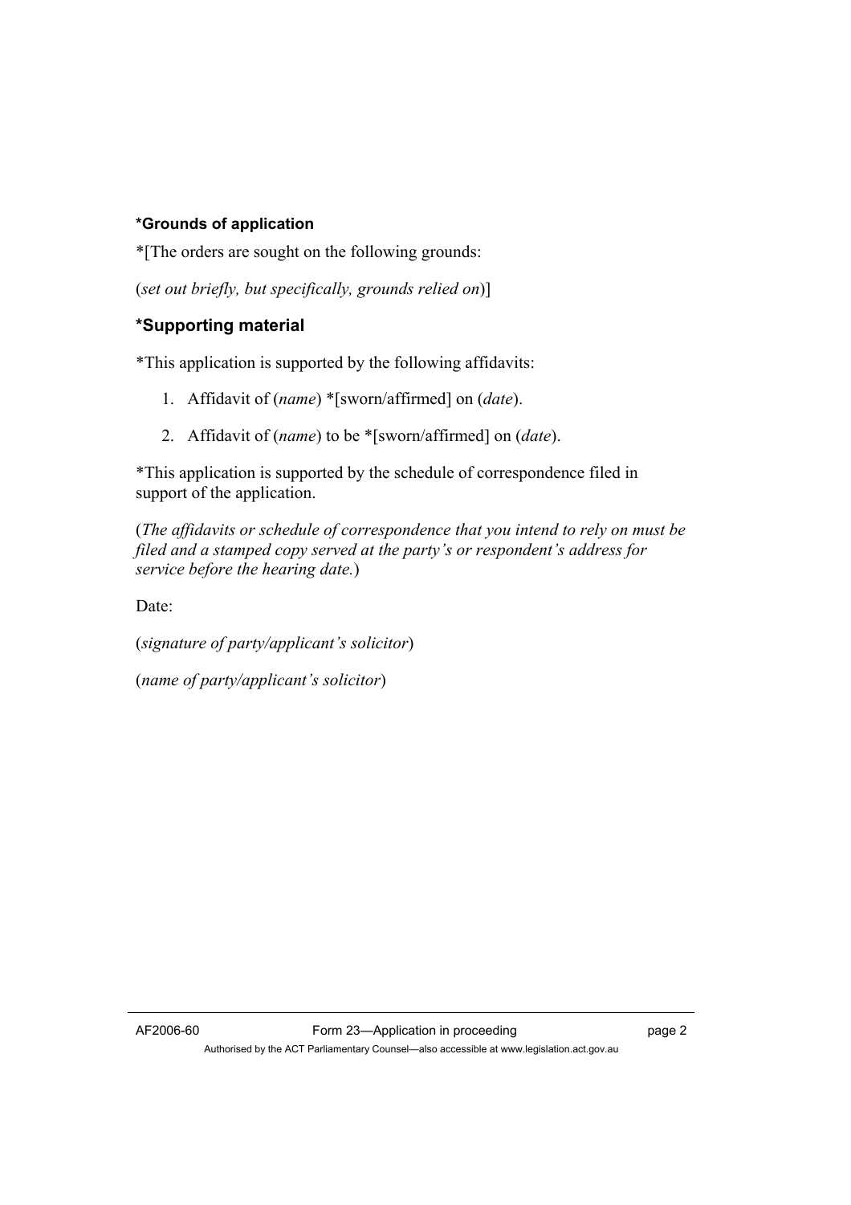### *Grounds of application

*[The orders are sought on the following grounds:

(*set out briefly, but specifically, grounds relied on*)]

## *Supporting material

*This application is supported by the following affidavits:

1. Affidavit of (*name*) *[sworn/affirmed] on (*date*).
2. Affidavit of (*name*) to be *[sworn/affirmed] on (*date*).

*This application is supported by the schedule of correspondence filed in support of the application.

(*The affidavits or schedule of correspondence that you intend to rely on must be filed and a stamped copy served at the party's or respondent's address for service before the hearing date.*)

Date:

(*signature of party/applicant's solicitor*)

(*name of party/applicant's solicitor*)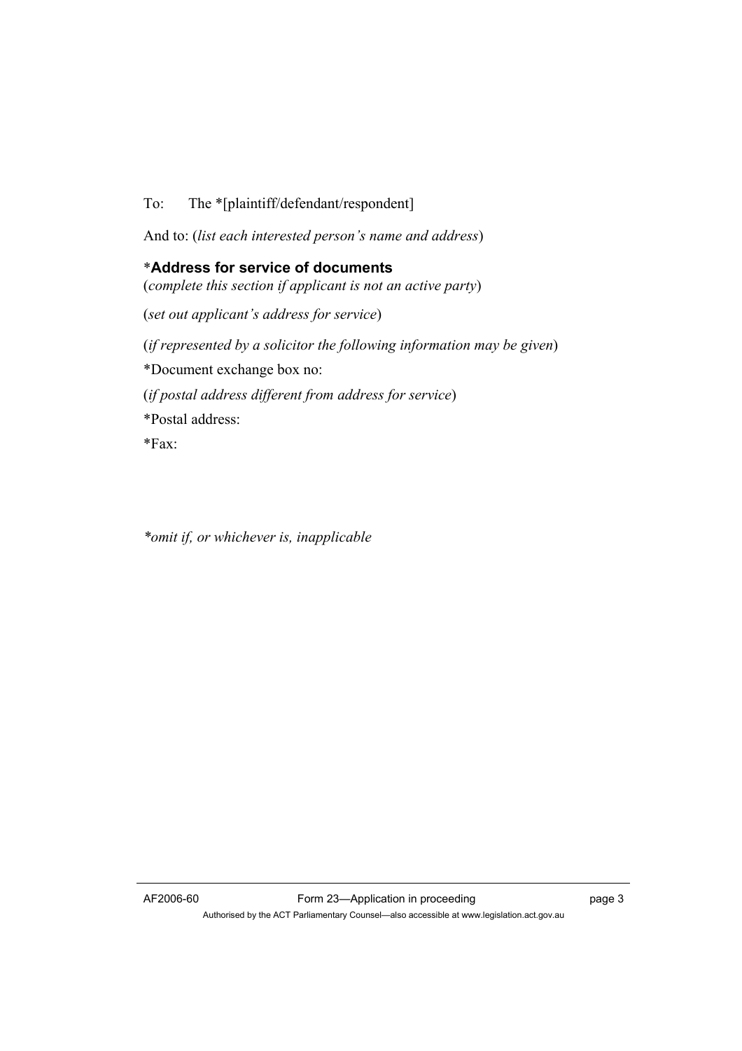To: The *[plaintiff/defendant/respondent]

And to: (*list each interested person's name and address*)

### *Address for service of documents

(*complete this section if applicant is not an active party*)

(*set out applicant's address for service*)

(*if represented by a solicitor the following information may be given*)

*Document exchange box no:

(*if postal address different from address for service*)

*Postal address:

*Fax:

*\*omit if, or whichever is, inapplicable*